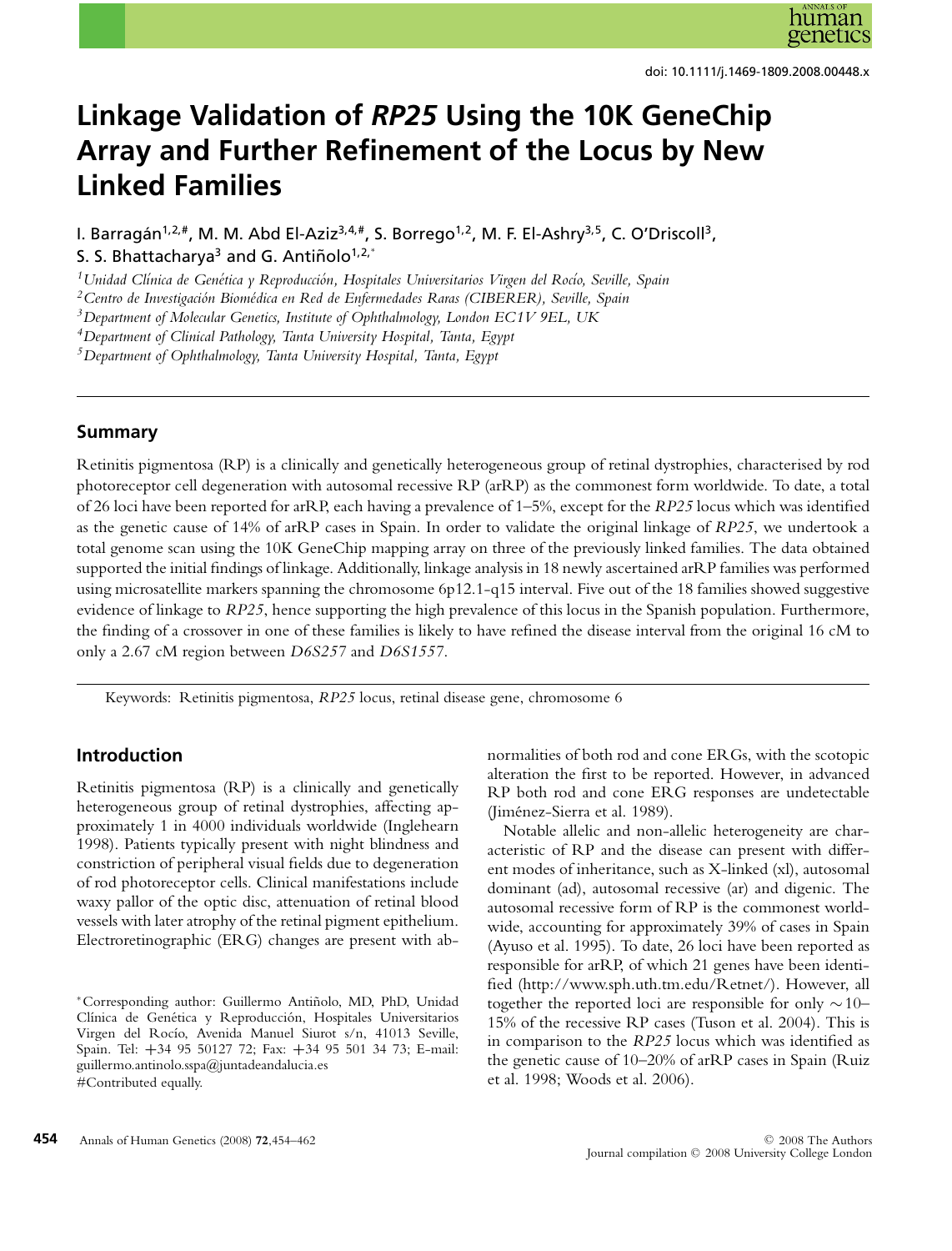doi: 10.1111/j.1469-1809.2008.00448.x

# Linkage Validation of *RP25* Using the 10K GeneChip Array and Further Refinement of the Locus by New Linked Families

I. Barragán[1,2,#], M. M. Abd El-Aziz[3,4,#], S. Borrego[1,2], M. F. El-Ashry[3,5], C. O'Driscoll[3], S. S. Bhattacharya[3] and G. Antiñolo[1,2,*]

[1]*Unidad Clínica de Genética y Reproducción, Hospitales Universitarios Virgen del Rocío, Seville, Spain*
[2]*Centro de Investigación Biomédica en Red de Enfermedades Raras (CIBERER), Seville, Spain*
[3]*Department of Molecular Genetics, Institute of Ophthalmology, London EC1V 9EL, UK*
[4]*Department of Clinical Pathology, Tanta University Hospital, Tanta, Egypt*
[5]*Department of Ophthalmology, Tanta University Hospital, Tanta, Egypt*

## Summary

Retinitis pigmentosa (RP) is a clinically and genetically heterogeneous group of retinal dystrophies, characterised by rod photoreceptor cell degeneration with autosomal recessive RP (arRP) as the commonest form worldwide. To date, a total of 26 loci have been reported for arRP, each having a prevalence of 1–5%, except for the *RP25* locus which was identified as the genetic cause of 14% of arRP cases in Spain. In order to validate the original linkage of *RP25*, we undertook a total genome scan using the 10K GeneChip mapping array on three of the previously linked families. The data obtained supported the initial findings of linkage. Additionally, linkage analysis in 18 newly ascertained arRP families was performed using microsatellite markers spanning the chromosome 6p12.1-q15 interval. Five out of the 18 families showed suggestive evidence of linkage to *RP25*, hence supporting the high prevalence of this locus in the Spanish population. Furthermore, the finding of a crossover in one of these families is likely to have refined the disease interval from the original 16 cM to only a 2.67 cM region between *D6S257* and *D6S1557*.

Keywords: Retinitis pigmentosa, *RP25* locus, retinal disease gene, chromosome 6

## Introduction

Retinitis pigmentosa (RP) is a clinically and genetically heterogeneous group of retinal dystrophies, affecting approximately 1 in 4000 individuals worldwide (Inglehearn 1998). Patients typically present with night blindness and constriction of peripheral visual fields due to degeneration of rod photoreceptor cells. Clinical manifestations include waxy pallor of the optic disc, attenuation of retinal blood vessels with later atrophy of the retinal pigment epithelium. Electroretinographic (ERG) changes are present with abnormalities of both rod and cone ERGs, with the scotopic alteration the first to be reported. However, in advanced RP both rod and cone ERG responses are undetectable (Jiménez-Sierra et al. 1989).

Notable allelic and non-allelic heterogeneity are characteristic of RP and the disease can present with different modes of inheritance, such as X-linked (xl), autosomal dominant (ad), autosomal recessive (ar) and digenic. The autosomal recessive form of RP is the commonest worldwide, accounting for approximately 39% of cases in Spain (Ayuso et al. 1995). To date, 26 loci have been reported as responsible for arRP, of which 21 genes have been identified (http://www.sph.uth.tm.edu/Retnet/). However, all together the reported loci are responsible for only ∼10–15% of the recessive RP cases (Tuson et al. 2004). This is in comparison to the *RP25* locus which was identified as the genetic cause of 10–20% of arRP cases in Spain (Ruiz et al. 1998; Woods et al. 2006).

*Corresponding author: Guillermo Antiñolo, MD, PhD, Unidad Clínica de Genética y Reproducción, Hospitales Universitarios Virgen del Rocío, Avenida Manuel Siurot s/n, 41013 Seville, Spain. Tel: +34 95 50127 72; Fax: +34 95 501 34 73; E-mail: guillermo.antinolo.sspa@juntadeandalucia.es
#Contributed equally.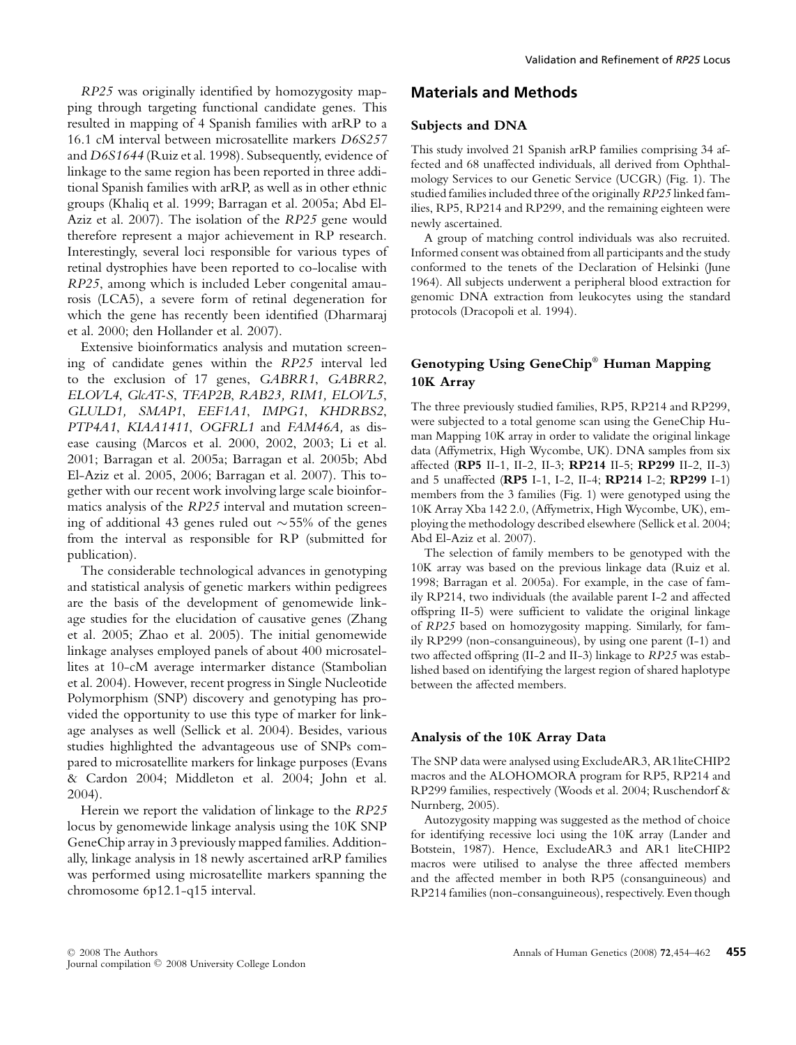*RP25* was originally identified by homozygosity mapping through targeting functional candidate genes. This resulted in mapping of 4 Spanish families with arRP to a 16.1 cM interval between microsatellite markers *D6S257* and *D6S1644* (Ruiz et al. 1998). Subsequently, evidence of linkage to the same region has been reported in three additional Spanish families with arRP, as well as in other ethnic groups (Khaliq et al. 1999; Barragan et al. 2005a; Abd El-Aziz et al. 2007). The isolation of the *RP25* gene would therefore represent a major achievement in RP research. Interestingly, several loci responsible for various types of retinal dystrophies have been reported to co-localise with *RP25*, among which is included Leber congenital amaurosis (LCA5), a severe form of retinal degeneration for which the gene has recently been identified (Dharmaraj et al. 2000; den Hollander et al. 2007).

Extensive bioinformatics analysis and mutation screening of candidate genes within the *RP25* interval led to the exclusion of 17 genes, *GABRR1*, *GABRR2*, *ELOVL4*, *GlcAT-S*, *TFAP2B*, *RAB23, RIM1, ELOVL5*, *GLULD1, SMAP1*, *EEF1A1*, *IMPG1*, *KHDRBS2*, *PTP4A1*, *KIAA1411*, *OGFRL1* and *FAM46A,* as disease causing (Marcos et al. 2000, 2002, 2003; Li et al. 2001; Barragan et al. 2005a; Barragan et al. 2005b; Abd El-Aziz et al. 2005, 2006; Barragan et al. 2007). This together with our recent work involving large scale bioinformatics analysis of the *RP25* interval and mutation screening of additional 43 genes ruled out ∼55% of the genes from the interval as responsible for RP (submitted for publication).

The considerable technological advances in genotyping and statistical analysis of genetic markers within pedigrees are the basis of the development of genomewide linkage studies for the elucidation of causative genes (Zhang et al. 2005; Zhao et al. 2005). The initial genomewide linkage analyses employed panels of about 400 microsatellites at 10-cM average intermarker distance (Stambolian et al. 2004). However, recent progress in Single Nucleotide Polymorphism (SNP) discovery and genotyping has provided the opportunity to use this type of marker for linkage analyses as well (Sellick et al. 2004). Besides, various studies highlighted the advantageous use of SNPs compared to microsatellite markers for linkage purposes (Evans & Cardon 2004; Middleton et al. 2004; John et al. 2004).

Herein we report the validation of linkage to the *RP25* locus by genomewide linkage analysis using the 10K SNP GeneChip array in 3 previously mapped families. Additionally, linkage analysis in 18 newly ascertained arRP families was performed using microsatellite markers spanning the chromosome 6p12.1-q15 interval.

## Materials and Methods

### Subjects and DNA

This study involved 21 Spanish arRP families comprising 34 affected and 68 unaffected individuals, all derived from Ophthalmology Services to our Genetic Service (UCGR) (Fig. 1). The studied families included three of the originally *RP25* linked families, RP5, RP214 and RP299, and the remaining eighteen were newly ascertained.

A group of matching control individuals was also recruited. Informed consent was obtained from all participants and the study conformed to the tenets of the Declaration of Helsinki (June 1964). All subjects underwent a peripheral blood extraction for genomic DNA extraction from leukocytes using the standard protocols (Dracopoli et al. 1994).

### Genotyping Using GeneChip® Human Mapping 10K Array

The three previously studied families, RP5, RP214 and RP299, were subjected to a total genome scan using the GeneChip Human Mapping 10K array in order to validate the original linkage data (Affymetrix, High Wycombe, UK). DNA samples from six affected (**RP5** II-1, II-2, II-3; **RP214** II-5; **RP299** II-2, II-3) and 5 unaffected (**RP5** I-1, I-2, II-4; **RP214** I-2; **RP299** I-1) members from the 3 families (Fig. 1) were genotyped using the 10K Array Xba 142 2.0, (Affymetrix, High Wycombe, UK), employing the methodology described elsewhere (Sellick et al. 2004; Abd El-Aziz et al. 2007).

The selection of family members to be genotyped with the 10K array was based on the previous linkage data (Ruiz et al. 1998; Barragan et al. 2005a). For example, in the case of family RP214, two individuals (the available parent I-2 and affected offspring II-5) were sufficient to validate the original linkage of *RP25* based on homozygosity mapping. Similarly, for family RP299 (non-consanguineous), by using one parent (I-1) and two affected offspring (II-2 and II-3) linkage to *RP25* was established based on identifying the largest region of shared haplotype between the affected members.

### Analysis of the 10K Array Data

The SNP data were analysed using ExcludeAR3, AR1liteCHIP2 macros and the ALOHOMORA program for RP5, RP214 and RP299 families, respectively (Woods et al. 2004; Ruschendorf & Nurnberg, 2005).

Autozygosity mapping was suggested as the method of choice for identifying recessive loci using the 10K array (Lander and Botstein, 1987). Hence, ExcludeAR3 and AR1 liteCHIP2 macros were utilised to analyse the three affected members and the affected member in both RP5 (consanguineous) and RP214 families (non-consanguineous), respectively. Even though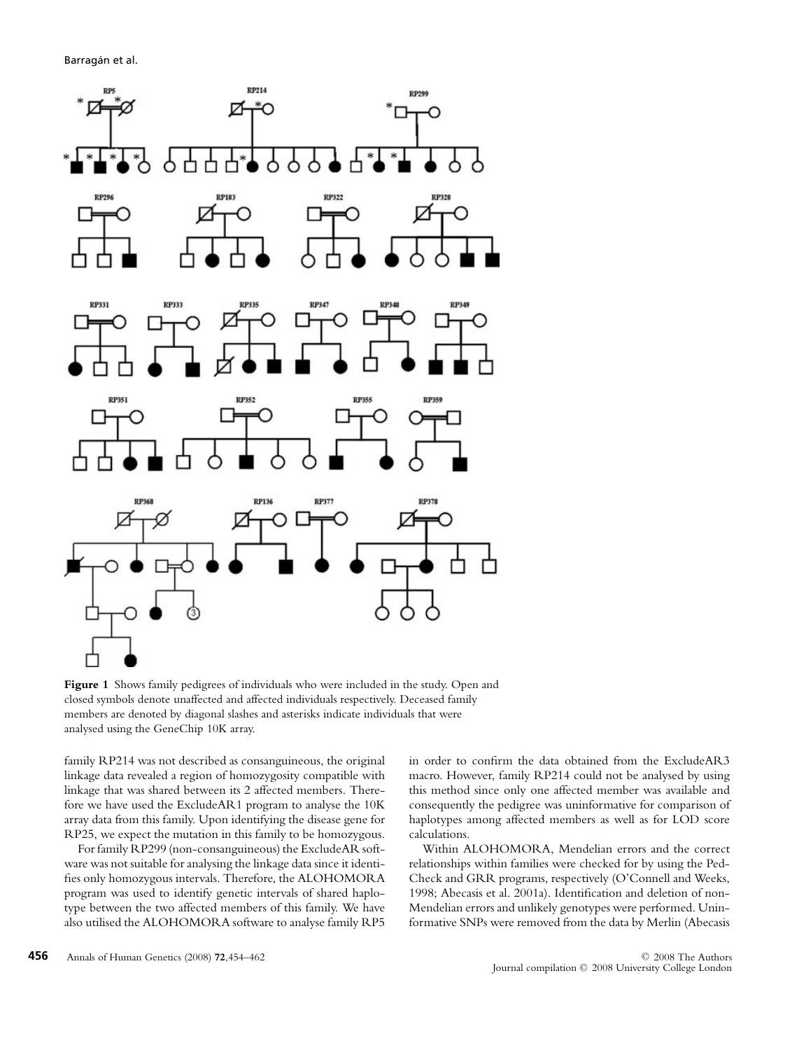**Figure 1** Shows family pedigrees of individuals who were included in the study. Open and closed symbols denote unaffected and affected individuals respectively. Deceased family members are denoted by diagonal slashes and asterisks indicate individuals that were analysed using the GeneChip 10K array.

family RP214 was not described as consanguineous, the original linkage data revealed a region of homozygosity compatible with linkage that was shared between its 2 affected members. Therefore we have used the ExcludeAR1 program to analyse the 10K array data from this family. Upon identifying the disease gene for RP25, we expect the mutation in this family to be homozygous.

For family RP299 (non-consanguineous) the ExcludeAR software was not suitable for analysing the linkage data since it identifies only homozygous intervals. Therefore, the ALOHOMORA program was used to identify genetic intervals of shared haplotype between the two affected members of this family. We have also utilised the ALOHOMORA software to analyse family RP5 in order to confirm the data obtained from the ExcludeAR3 macro. However, family RP214 could not be analysed by using this method since only one affected member was available and consequently the pedigree was uninformative for comparison of haplotypes among affected members as well as for LOD score calculations.

Within ALOHOMORA, Mendelian errors and the correct relationships within families were checked for by using the PedCheck and GRR programs, respectively (O'Connell and Weeks, 1998; Abecasis et al. 2001a). Identification and deletion of non-Mendelian errors and unlikely genotypes were performed. Uninformative SNPs were removed from the data by Merlin (Abecasis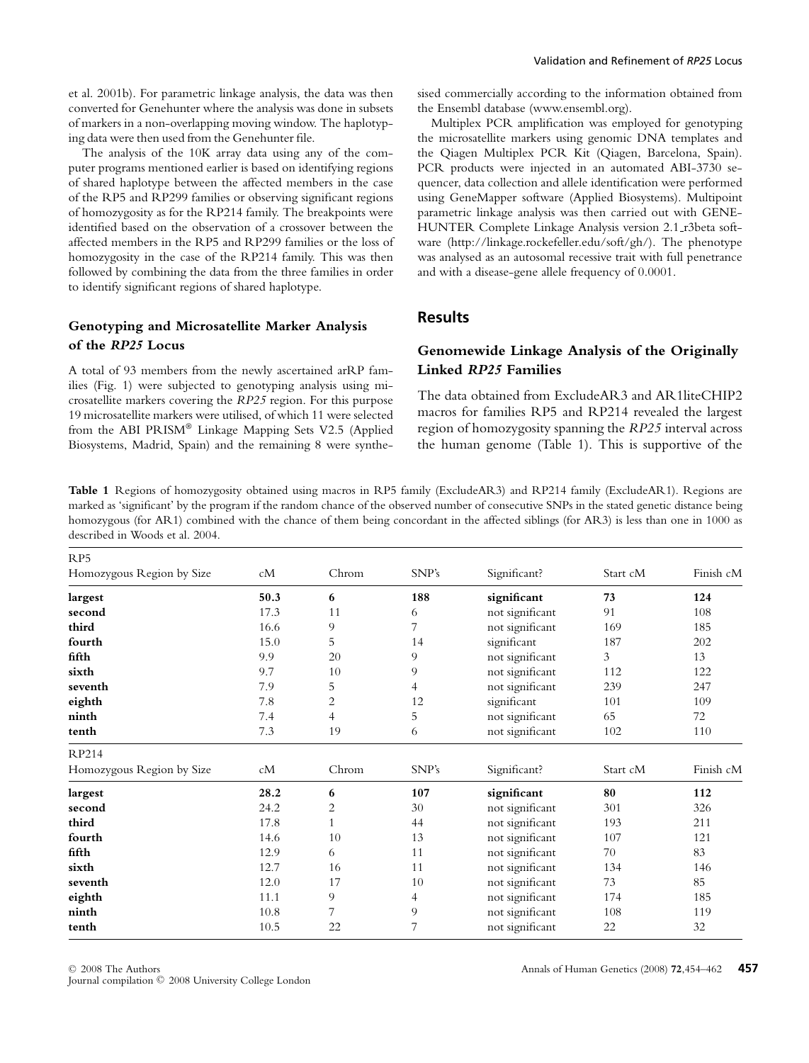et al. 2001b). For parametric linkage analysis, the data was then converted for Genehunter where the analysis was done in subsets of markers in a non-overlapping moving window. The haplotyping data were then used from the Genehunter file.

The analysis of the 10K array data using any of the computer programs mentioned earlier is based on identifying regions of shared haplotype between the affected members in the case of the RP5 and RP299 families or observing significant regions of homozygosity as for the RP214 family. The breakpoints were identified based on the observation of a crossover between the affected members in the RP5 and RP299 families or the loss of homozygosity in the case of the RP214 family. This was then followed by combining the data from the three families in order to identify significant regions of shared haplotype.

### Genotyping and Microsatellite Marker Analysis of the *RP25* Locus

A total of 93 members from the newly ascertained arRP families (Fig. 1) were subjected to genotyping analysis using microsatellite markers covering the *RP25* region. For this purpose 19 microsatellite markers were utilised, of which 11 were selected from the ABI PRISM® Linkage Mapping Sets V2.5 (Applied Biosystems, Madrid, Spain) and the remaining 8 were synthesised commercially according to the information obtained from the Ensembl database (www.ensembl.org).

Multiplex PCR amplification was employed for genotyping the microsatellite markers using genomic DNA templates and the Qiagen Multiplex PCR Kit (Qiagen, Barcelona, Spain). PCR products were injected in an automated ABI-3730 sequencer, data collection and allele identification were performed using GeneMapper software (Applied Biosystems). Multipoint parametric linkage analysis was then carried out with GENEHUNTER Complete Linkage Analysis version 2.1_r3beta software (http://linkage.rockefeller.edu/soft/gh/). The phenotype was analysed as an autosomal recessive trait with full penetrance and with a disease-gene allele frequency of 0.0001.

## Results

### Genomewide Linkage Analysis of the Originally Linked *RP25* Families

The data obtained from ExcludeAR3 and AR1liteCHIP2 macros for families RP5 and RP214 revealed the largest region of homozygosity spanning the *RP25* interval across the human genome (Table 1). This is supportive of the

**Table 1** Regions of homozygosity obtained using macros in RP5 family (ExcludeAR3) and RP214 family (ExcludeAR1). Regions are marked as 'significant' by the program if the random chance of the observed number of consecutive SNPs in the stated genetic distance being homozygous (for AR1) combined with the chance of them being concordant in the affected siblings (for AR3) is less than one in 1000 as described in Woods et al. 2004.

| RP5 | | | | | | |
|---|---|---|---|---|---|---|
| Homozygous Region by Size | cM | Chrom | SNP's | Significant? | Start cM | Finish cM |
| **largest** | **50.3** | **6** | **188** | **significant** | **73** | **124** |
| **second** | 17.3 | 11 | 6 | not significant | 91 | 108 |
| **third** | 16.6 | 9 | 7 | not significant | 169 | 185 |
| **fourth** | 15.0 | 5 | 14 | significant | 187 | 202 |
| **fifth** | 9.9 | 20 | 9 | not significant | 3 | 13 |
| **sixth** | 9.7 | 10 | 9 | not significant | 112 | 122 |
| **seventh** | 7.9 | 5 | 4 | not significant | 239 | 247 |
| **eighth** | 7.8 | 2 | 12 | significant | 101 | 109 |
| **ninth** | 7.4 | 4 | 5 | not significant | 65 | 72 |
| **tenth** | 7.3 | 19 | 6 | not significant | 102 | 110 |
| RP214 | | | | | | |
| Homozygous Region by Size | cM | Chrom | SNP's | Significant? | Start cM | Finish cM |
| **largest** | **28.2** | **6** | **107** | **significant** | **80** | **112** |
| **second** | 24.2 | 2 | 30 | not significant | 301 | 326 |
| **third** | 17.8 | 1 | 44 | not significant | 193 | 211 |
| **fourth** | 14.6 | 10 | 13 | not significant | 107 | 121 |
| **fifth** | 12.9 | 6 | 11 | not significant | 70 | 83 |
| **sixth** | 12.7 | 16 | 11 | not significant | 134 | 146 |
| **seventh** | 12.0 | 17 | 10 | not significant | 73 | 85 |
| **eighth** | 11.1 | 9 | 4 | not significant | 174 | 185 |
| **ninth** | 10.8 | 7 | 9 | not significant | 108 | 119 |
| **tenth** | 10.5 | 22 | 7 | not significant | 22 | 32 |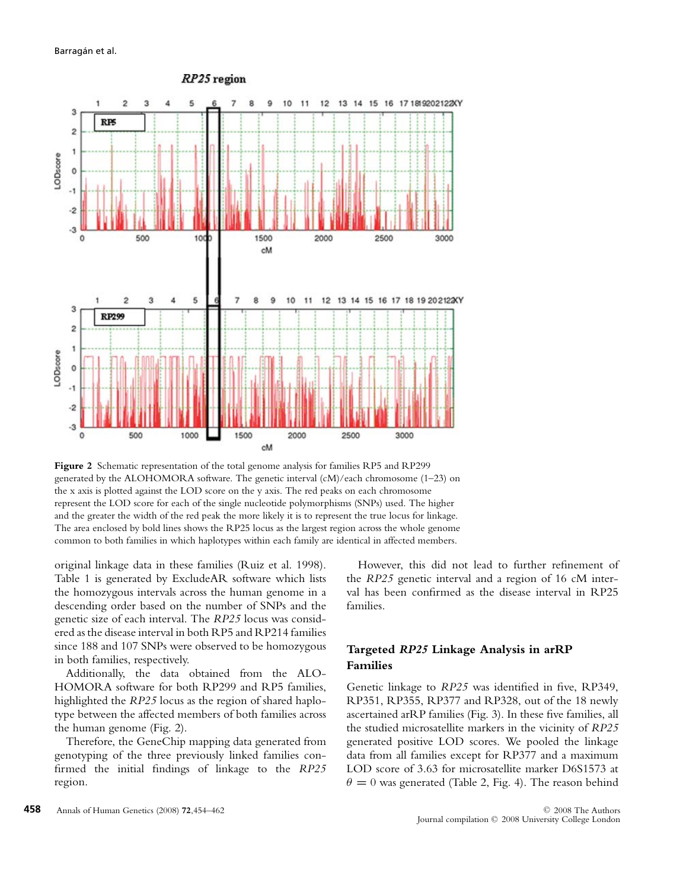**Figure 2** Schematic representation of the total genome analysis for families RP5 and RP299 generated by the ALOHOMORA software. The genetic interval (cM)/each chromosome (1–23) on the x axis is plotted against the LOD score on the y axis. The red peaks on each chromosome represent the LOD score for each of the single nucleotide polymorphisms (SNPs) used. The higher and the greater the width of the red peak the more likely it is to represent the true locus for linkage. The area enclosed by bold lines shows the RP25 locus as the largest region across the whole genome common to both families in which haplotypes within each family are identical in affected members.

original linkage data in these families (Ruiz et al. 1998). Table 1 is generated by ExcludeAR software which lists the homozygous intervals across the human genome in a descending order based on the number of SNPs and the genetic size of each interval. The *RP25* locus was considered as the disease interval in both RP5 and RP214 families since 188 and 107 SNPs were observed to be homozygous in both families, respectively.

Additionally, the data obtained from the ALOHOMORA software for both RP299 and RP5 families, highlighted the *RP25* locus as the region of shared haplotype between the affected members of both families across the human genome (Fig. 2).

Therefore, the GeneChip mapping data generated from genotyping of the three previously linked families confirmed the initial findings of linkage to the *RP25* region.

However, this did not lead to further refinement of the *RP25* genetic interval and a region of 16 cM interval has been confirmed as the disease interval in RP25 families.

## Targeted *RP25* Linkage Analysis in arRP Families

Genetic linkage to *RP25* was identified in five, RP349, RP351, RP355, RP377 and RP328, out of the 18 newly ascertained arRP families (Fig. 3). In these five families, all the studied microsatellite markers in the vicinity of *RP25* generated positive LOD scores. We pooled the linkage data from all families except for RP377 and a maximum LOD score of 3.63 for microsatellite marker D6S1573 at $\theta = 0$ was generated (Table 2, Fig. 4). The reason behind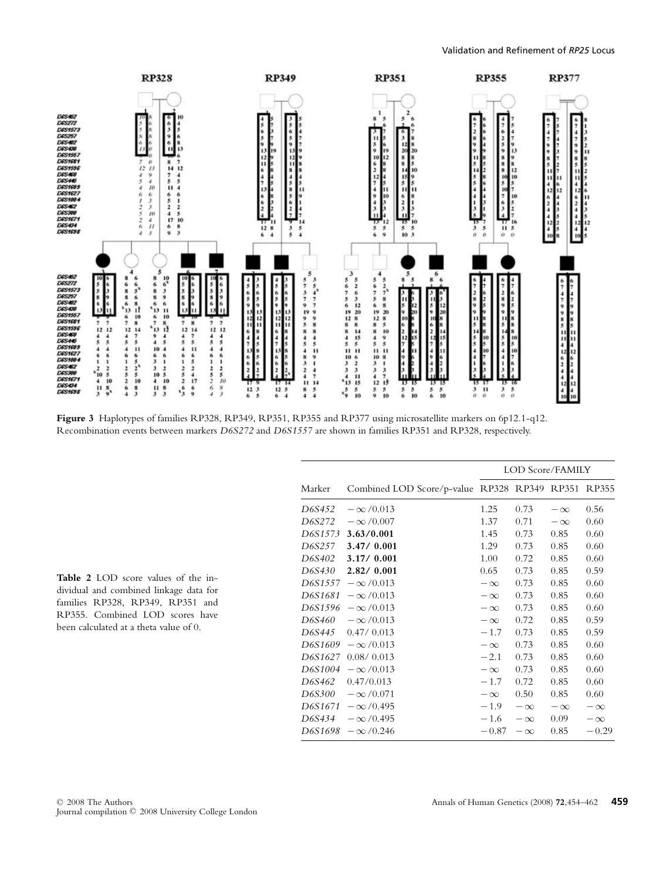Figure 3 Haplotypes of families RP328, RP349, RP351, RP355 and RP377 using microsatellite markers on 6p12.1-q12. Recombination events between markers *D6S272* and *D6S1557* are shown in families RP351 and RP328, respectively.

**Table 2** LOD score values of the individual and combined linkage data for families RP328, RP349, RP351 and RP355. Combined LOD scores have been calculated at a theta value of 0.

| | | LOD Score/FAMILY | | | |
|---|---|---|---|---|---|
| Marker | Combined LOD Score/p-value | RP328 | RP349 | RP351 | RP355 |
| *D6S452* | $-\infty$/0.013 | 1.25 | 0.73 | $-\infty$ | 0.56 |
| *D6S272* | $-\infty$/0.007 | 1.37 | 0.71 | $-\infty$ | 0.60 |
| *D6S1573* | **3.63/0.001** | 1.45 | 0.73 | 0.85 | 0.60 |
| *D6S257* | **3.47/ 0.001** | 1.29 | 0.73 | 0.85 | 0.60 |
| *D6S402* | **3.17/ 0.001** | 1.00 | 0.72 | 0.85 | 0.60 |
| *D6S430* | **2.82/ 0.001** | 0.65 | 0.73 | 0.85 | 0.59 |
| *D6S1557* | $-\infty$/0.013 | $-\infty$ | 0.73 | 0.85 | 0.60 |
| *D6S1681* | $-\infty$/0.013 | $-\infty$ | 0.73 | 0.85 | 0.60 |
| *D6S1596* | $-\infty$/0.013 | $-\infty$ | 0.73 | 0.85 | 0.60 |
| *D6S460* | $-\infty$/0.013 | $-\infty$ | 0.72 | 0.85 | 0.59 |
| *D6S445* | 0.47/ 0.013 | $-1.7$ | 0.73 | 0.85 | 0.59 |
| *D6S1609* | $-\infty$/0.013 | $-\infty$ | 0.73 | 0.85 | 0.60 |
| *D6S1627* | 0.08/ 0.013 | $-2.1$ | 0.73 | 0.85 | 0.60 |
| *D6S1004* | $-\infty$/0.013 | $-\infty$ | 0.73 | 0.85 | 0.60 |
| *D6S462* | 0.47/0.013 | $-1.7$ | 0.72 | 0.85 | 0.60 |
| *D6S300* | $-\infty$/0.071 | $-\infty$ | 0.50 | 0.85 | 0.60 |
| *D6S1671* | $-\infty$/0.495 | $-1.9$ | $-\infty$ | $-\infty$ | $-\infty$ |
| *D6S434* | $-\infty$/0.495 | $-1.6$ | $-\infty$ | 0.09 | $-\infty$ |
| *D6S1698* | $-\infty$/0.246 | $-0.87$ | $-\infty$ | 0.85 | $-0.29$ |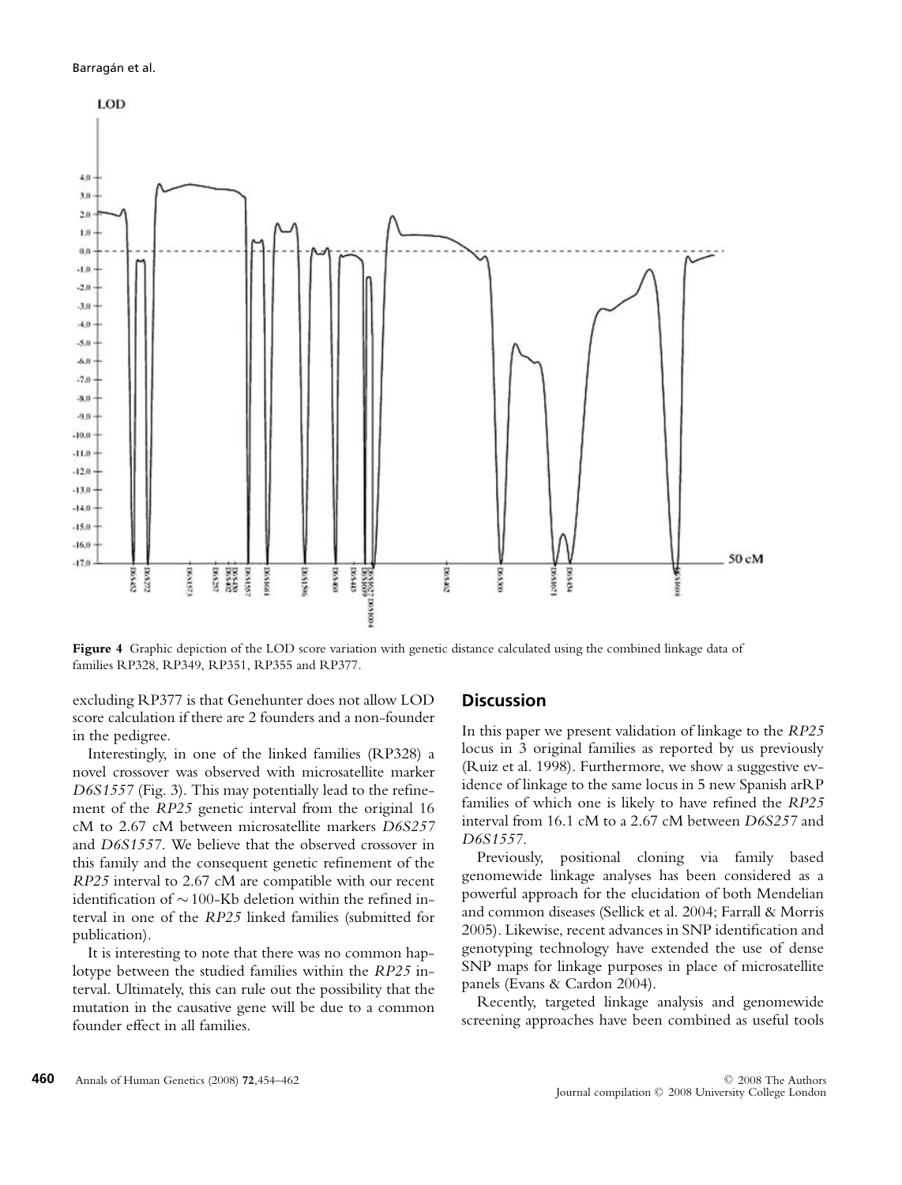**Figure 4** Graphic depiction of the LOD score variation with genetic distance calculated using the combined linkage data of families RP328, RP349, RP351, RP355 and RP377.

excluding RP377 is that Genehunter does not allow LOD score calculation if there are 2 founders and a non-founder in the pedigree.

Interestingly, in one of the linked families (RP328) a novel crossover was observed with microsatellite marker *D6S1557* (Fig. 3). This may potentially lead to the refinement of the *RP25* genetic interval from the original 16 cM to 2.67 cM between microsatellite markers *D6S257* and *D6S1557*. We believe that the observed crossover in this family and the consequent genetic refinement of the *RP25* interval to 2.67 cM are compatible with our recent identification of ∼100-Kb deletion within the refined interval in one of the *RP25* linked families (submitted for publication).

It is interesting to note that there was no common haplotype between the studied families within the *RP25* interval. Ultimately, this can rule out the possibility that the mutation in the causative gene will be due to a common founder effect in all families.

## Discussion

In this paper we present validation of linkage to the *RP25* locus in 3 original families as reported by us previously (Ruiz et al. 1998). Furthermore, we show a suggestive evidence of linkage to the same locus in 5 new Spanish arRP families of which one is likely to have refined the *RP25* interval from 16.1 cM to a 2.67 cM between *D6S257* and *D6S1557*.

Previously, positional cloning via family based genomewide linkage analyses has been considered as a powerful approach for the elucidation of both Mendelian and common diseases (Sellick et al. 2004; Farrall & Morris 2005). Likewise, recent advances in SNP identification and genotyping technology have extended the use of dense SNP maps for linkage purposes in place of microsatellite panels (Evans & Cardon 2004).

Recently, targeted linkage analysis and genomewide screening approaches have been combined as useful tools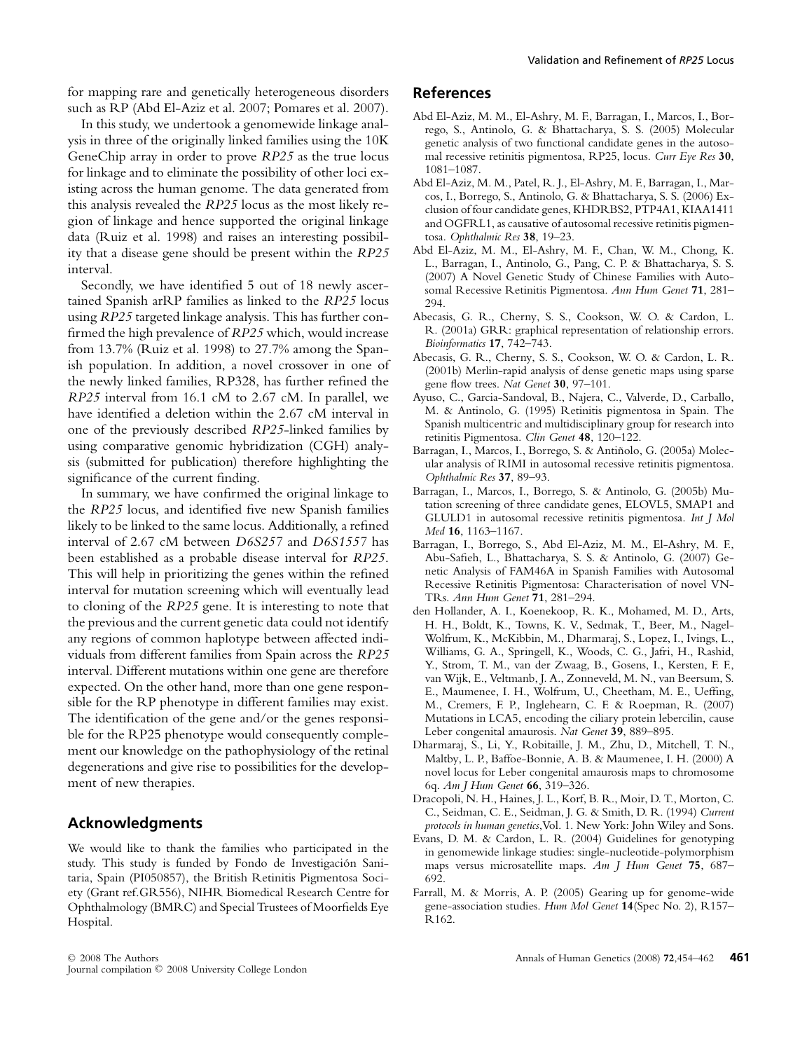for mapping rare and genetically heterogeneous disorders such as RP (Abd El-Aziz et al. 2007; Pomares et al. 2007).

In this study, we undertook a genomewide linkage analysis in three of the originally linked families using the 10K GeneChip array in order to prove *RP25* as the true locus for linkage and to eliminate the possibility of other loci existing across the human genome. The data generated from this analysis revealed the *RP25* locus as the most likely region of linkage and hence supported the original linkage data (Ruiz et al. 1998) and raises an interesting possibility that a disease gene should be present within the *RP25* interval.

Secondly, we have identified 5 out of 18 newly ascertained Spanish arRP families as linked to the *RP25* locus using *RP25* targeted linkage analysis. This has further confirmed the high prevalence of *RP25* which, would increase from 13.7% (Ruiz et al. 1998) to 27.7% among the Spanish population. In addition, a novel crossover in one of the newly linked families, RP328, has further refined the *RP25* interval from 16.1 cM to 2.67 cM. In parallel, we have identified a deletion within the 2.67 cM interval in one of the previously described *RP25*-linked families by using comparative genomic hybridization (CGH) analysis (submitted for publication) therefore highlighting the significance of the current finding.

In summary, we have confirmed the original linkage to the *RP25* locus, and identified five new Spanish families likely to be linked to the same locus. Additionally, a refined interval of 2.67 cM between *D6S257* and *D6S1557* has been established as a probable disease interval for *RP25*. This will help in prioritizing the genes within the refined interval for mutation screening which will eventually lead to cloning of the *RP25* gene. It is interesting to note that the previous and the current genetic data could not identify any regions of common haplotype between affected individuals from different families from Spain across the *RP25* interval. Different mutations within one gene are therefore expected. On the other hand, more than one gene responsible for the RP phenotype in different families may exist. The identification of the gene and/or the genes responsible for the RP25 phenotype would consequently complement our knowledge on the pathophysiology of the retinal degenerations and give rise to possibilities for the development of new therapies.

## Acknowledgments

We would like to thank the families who participated in the study. This study is funded by Fondo de Investigación Sanitaria, Spain (PI050857), the British Retinitis Pigmentosa Society (Grant ref.GR556), NIHR Biomedical Research Centre for Ophthalmology (BMRC) and Special Trustees of Moorfields Eye Hospital.

## References

Abd El-Aziz, M. M., El-Ashry, M. F., Barragan, I., Marcos, I., Borrego, S., Antinolo, G. & Bhattacharya, S. S. (2005) Molecular genetic analysis of two functional candidate genes in the autosomal recessive retinitis pigmentosa, RP25, locus. *Curr Eye Res* **30**, 1081–1087.

Abd El-Aziz, M. M., Patel, R. J., El-Ashry, M. F., Barragan, I., Marcos, I., Borrego, S., Antinolo, G. & Bhattacharya, S. S. (2006) Exclusion of four candidate genes, KHDRBS2, PTP4A1, KIAA1411 and OGFRL1, as causative of autosomal recessive retinitis pigmentosa. *Ophthalmic Res* **38**, 19–23.

Abd El-Aziz, M. M., El-Ashry, M. F., Chan, W. M., Chong, K. L., Barragan, I., Antinolo, G., Pang, C. P. & Bhattacharya, S. S. (2007) A Novel Genetic Study of Chinese Families with Autosomal Recessive Retinitis Pigmentosa. *Ann Hum Genet* **71**, 281–294.

Abecasis, G. R., Cherny, S. S., Cookson, W. O. & Cardon, L. R. (2001a) GRR: graphical representation of relationship errors. *Bioinformatics* **17**, 742–743.

Abecasis, G. R., Cherny, S. S., Cookson, W. O. & Cardon, L. R. (2001b) Merlin-rapid analysis of dense genetic maps using sparse gene flow trees. *Nat Genet* **30**, 97–101.

Ayuso, C., Garcia-Sandoval, B., Najera, C., Valverde, D., Carballo, M. & Antinolo, G. (1995) Retinitis pigmentosa in Spain. The Spanish multicentric and multidisciplinary group for research into retinitis Pigmentosa. *Clin Genet* **48**, 120–122.

Barragan, I., Marcos, I., Borrego, S. & Antiñolo, G. (2005a) Molecular analysis of RIMI in autosomal recessive retinitis pigmentosa. *Ophthalmic Res* **37**, 89–93.

Barragan, I., Marcos, I., Borrego, S. & Antinolo, G. (2005b) Mutation screening of three candidate genes, ELOVL5, SMAP1 and GLULD1 in autosomal recessive retinitis pigmentosa. *Int J Mol Med* **16**, 1163–1167.

Barragan, I., Borrego, S., Abd El-Aziz, M. M., El-Ashry, M. F., Abu-Safieh, L., Bhattacharya, S. S. & Antinolo, G. (2007) Genetic Analysis of FAM46A in Spanish Families with Autosomal Recessive Retinitis Pigmentosa: Characterisation of novel VNTRs. *Ann Hum Genet* **71**, 281–294.

den Hollander, A. I., Koenekoop, R. K., Mohamed, M. D., Arts, H. H., Boldt, K., Towns, K. V., Sedmak, T., Beer, M., Nagel-Wolfrum, K., McKibbin, M., Dharmaraj, S., Lopez, I., Ivings, L., Williams, G. A., Springell, K., Woods, C. G., Jafri, H., Rashid, Y., Strom, T. M., van der Zwaag, B., Gosens, I., Kersten, F. F., van Wijk, E., Veltmanb, J. A., Zonneveld, M. N., van Beersum, S. E., Maumenee, I. H., Wolfrum, U., Cheetham, M. E., Ueffing, M., Cremers, F. P., Inglehearn, C. F. & Roepman, R. (2007) Mutations in LCA5, encoding the ciliary protein lebercilin, cause Leber congenital amaurosis. *Nat Genet* **39**, 889–895.

Dharmaraj, S., Li, Y., Robitaille, J. M., Zhu, D., Mitchell, T. N., Maltby, L. P., Baffoe-Bonnie, A. B. & Maumenee, I. H. (2000) A novel locus for Leber congenital amaurosis maps to chromosome 6q. *Am J Hum Genet* **66**, 319–326.

Dracopoli, N. H., Haines, J. L., Korf, B. R., Moir, D. T., Morton, C. C., Seidman, C. E., Seidman, J. G. & Smith, D. R. (1994) *Current protocols in human genetics*, Vol. 1. New York: John Wiley and Sons.

Evans, D. M. & Cardon, L. R. (2004) Guidelines for genotyping in genomewide linkage studies: single-nucleotide-polymorphism maps versus microsatellite maps. *Am J Hum Genet* **75**, 687–692.

Farrall, M. & Morris, A. P. (2005) Gearing up for genome-wide gene-association studies. *Hum Mol Genet* **14**(Spec No. 2), R157–R162.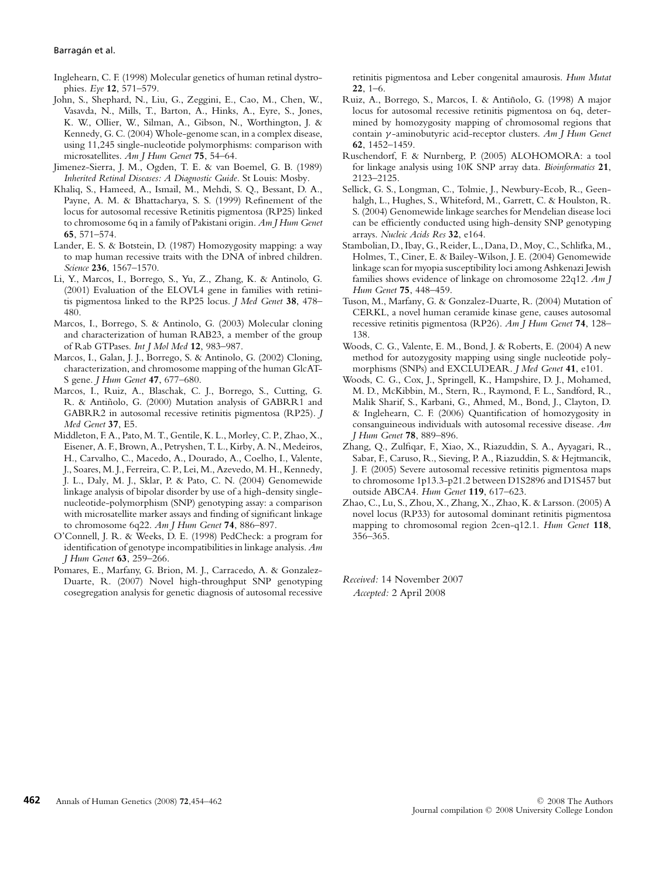Inglehearn, C. F. (1998) Molecular genetics of human retinal dystrophies. *Eye* **12**, 571–579.

John, S., Shephard, N., Liu, G., Zeggini, E., Cao, M., Chen, W., Vasavda, N., Mills, T., Barton, A., Hinks, A., Eyre, S., Jones, K. W., Ollier, W., Silman, A., Gibson, N., Worthington, J. & Kennedy, G. C. (2004) Whole-genome scan, in a complex disease, using 11,245 single-nucleotide polymorphisms: comparison with microsatellites. *Am J Hum Genet* **75**, 54–64.

Jimenez-Sierra, J. M., Ogden, T. E. & van Boemel, G. B. (1989) *Inherited Retinal Diseases: A Diagnostic Guide*. St Louis: Mosby.

Khaliq, S., Hameed, A., Ismail, M., Mehdi, S. Q., Bessant, D. A., Payne, A. M. & Bhattacharya, S. S. (1999) Refinement of the locus for autosomal recessive Retinitis pigmentosa (RP25) linked to chromosome 6q in a family of Pakistani origin. *Am J Hum Genet* **65**, 571–574.

Lander, E. S. & Botstein, D. (1987) Homozygosity mapping: a way to map human recessive traits with the DNA of inbred children. *Science* **236**, 1567–1570.

Li, Y., Marcos, I., Borrego, S., Yu, Z., Zhang, K. & Antinolo, G. (2001) Evaluation of the ELOVL4 gene in families with retinitis pigmentosa linked to the RP25 locus. *J Med Genet* **38**, 478–480.

Marcos, I., Borrego, S. & Antinolo, G. (2003) Molecular cloning and characterization of human RAB23, a member of the group of Rab GTPases. *Int J Mol Med* **12**, 983–987.

Marcos, I., Galan, J. J., Borrego, S. & Antinolo, G. (2002) Cloning, characterization, and chromosome mapping of the human GlcAT-S gene. *J Hum Genet* **47**, 677–680.

Marcos, I., Ruiz, A., Blaschak, C. J., Borrego, S., Cutting, G. R. & Antiñolo, G. (2000) Mutation analysis of GABRR1 and GABRR2 in autosomal recessive retinitis pigmentosa (RP25). *J Med Genet* **37**, E5.

Middleton, F. A., Pato, M. T., Gentile, K. L., Morley, C. P., Zhao, X., Eisener, A. F., Brown, A., Petryshen, T. L., Kirby, A. N., Medeiros, H., Carvalho, C., Macedo, A., Dourado, A., Coelho, I., Valente, J., Soares, M. J., Ferreira, C. P., Lei, M., Azevedo, M. H., Kennedy, J. L., Daly, M. J., Sklar, P. & Pato, C. N. (2004) Genomewide linkage analysis of bipolar disorder by use of a high-density single-nucleotide-polymorphism (SNP) genotyping assay: a comparison with microsatellite marker assays and finding of significant linkage to chromosome 6q22. *Am J Hum Genet* **74**, 886–897.

O'Connell, J. R. & Weeks, D. E. (1998) PedCheck: a program for identification of genotype incompatibilities in linkage analysis. *Am J Hum Genet* **63**, 259–266.

Pomares, E., Marfany, G. Brion, M. J., Carracedo, A. & Gonzalez-Duarte, R. (2007) Novel high-throughput SNP genotyping cosegregation analysis for genetic diagnosis of autosomal recessive retinitis pigmentosa and Leber congenital amaurosis. *Hum Mutat* **22**, 1–6.

Ruiz, A., Borrego, S., Marcos, I. & Antiñolo, G. (1998) A major locus for autosomal recessive retinitis pigmentosa on 6q, determined by homozygosity mapping of chromosomal regions that contain $\gamma$-aminobutyric acid-receptor clusters. *Am J Hum Genet* **62**, 1452–1459.

Ruschendorf, F. & Nurnberg, P. (2005) ALOHOMORA: a tool for linkage analysis using 10K SNP array data. *Bioinformatics* **21**, 2123–2125.

Sellick, G. S., Longman, C., Tolmie, J., Newbury-Ecob, R., Geenhalgh, L., Hughes, S., Whiteford, M., Garrett, C. & Houlston, R. S. (2004) Genomewide linkage searches for Mendelian disease loci can be efficiently conducted using high-density SNP genotyping arrays. *Nucleic Acids Res* **32**, e164.

Stambolian, D., Ibay, G., Reider, L., Dana, D., Moy, C., Schlifka, M., Holmes, T., Ciner, E. & Bailey-Wilson, J. E. (2004) Genomewide linkage scan for myopia susceptibility loci among Ashkenazi Jewish families shows evidence of linkage on chromosome 22q12. *Am J Hum Genet* **75**, 448–459.

Tuson, M., Marfany, G. & Gonzalez-Duarte, R. (2004) Mutation of CERKL, a novel human ceramide kinase gene, causes autosomal recessive retinitis pigmentosa (RP26). *Am J Hum Genet* **74**, 128–138.

Woods, C. G., Valente, E. M., Bond, J. & Roberts, E. (2004) A new method for autozygosity mapping using single nucleotide polymorphisms (SNPs) and EXCLUDEAR. *J Med Genet* **41**, e101.

Woods, C. G., Cox, J., Springell, K., Hampshire, D. J., Mohamed, M. D., McKibbin, M., Stern, R., Raymond, F. L., Sandford, R., Malik Sharif, S., Karbani, G., Ahmed, M., Bond, J., Clayton, D. & Inglehearn, C. F. (2006) Quantification of homozygosity in consanguineous individuals with autosomal recessive disease. *Am J Hum Genet* **78**, 889–896.

Zhang, Q., Zulfiqar, F., Xiao, X., Riazuddin, S. A., Ayyagari, R., Sabar, F., Caruso, R., Sieving, P. A., Riazuddin, S. & Hejtmancik, J. F. (2005) Severe autosomal recessive retinitis pigmentosa maps to chromosome 1p13.3-p21.2 between D1S2896 and D1S457 but outside ABCA4. *Hum Genet* **119**, 617–623.

Zhao, C., Lu, S., Zhou, X., Zhang, X., Zhao, K. & Larsson. (2005) A novel locus (RP33) for autosomal dominant retinitis pigmentosa mapping to chromosomal region 2cen-q12.1. *Hum Genet* **118**, 356–365.

*Received:* 14 November 2007
*Accepted:* 2 April 2008